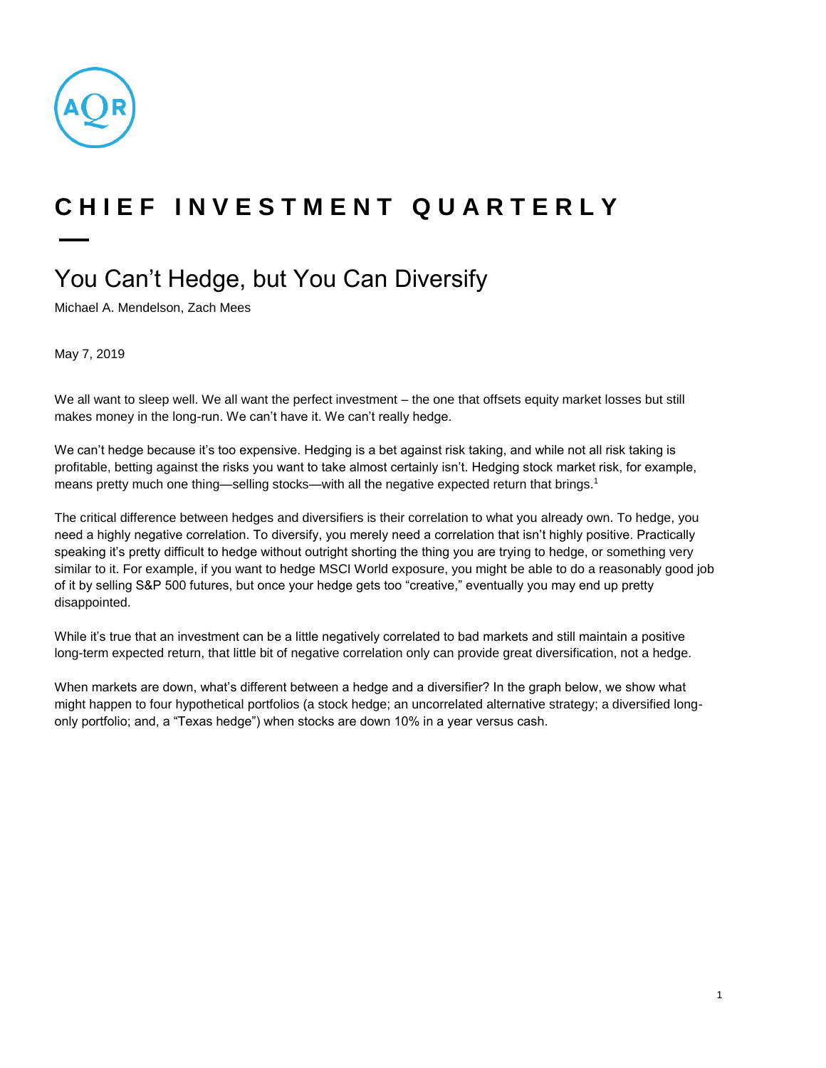# CHIEF INVESTMENT QUARTERLY

## You Can't Hedge, but You Can Diversify

Michael A. Mendelson, Zach Mees

May 7, 2019

We all want to sleep well. We all want the perfect investment – the one that offsets equity market losses but still makes money in the long-run. We can't have it. We can't really hedge.

We can't hedge because it's too expensive. Hedging is a bet against risk taking, and while not all risk taking is profitable, betting against the risks you want to take almost certainly isn't. Hedging stock market risk, for example, means pretty much one thing—selling stocks—with all the negative expected return that brings.[1]

The critical difference between hedges and diversifiers is their correlation to what you already own. To hedge, you need a highly negative correlation. To diversify, you merely need a correlation that isn't highly positive. Practically speaking it's pretty difficult to hedge without outright shorting the thing you are trying to hedge, or something very similar to it. For example, if you want to hedge MSCI World exposure, you might be able to do a reasonably good job of it by selling S&P 500 futures, but once your hedge gets too "creative," eventually you may end up pretty disappointed.

While it's true that an investment can be a little negatively correlated to bad markets and still maintain a positive long-term expected return, that little bit of negative correlation only can provide great diversification, not a hedge.

When markets are down, what's different between a hedge and a diversifier? In the graph below, we show what might happen to four hypothetical portfolios (a stock hedge; an uncorrelated alternative strategy; a diversified long-only portfolio; and, a "Texas hedge") when stocks are down 10% in a year versus cash.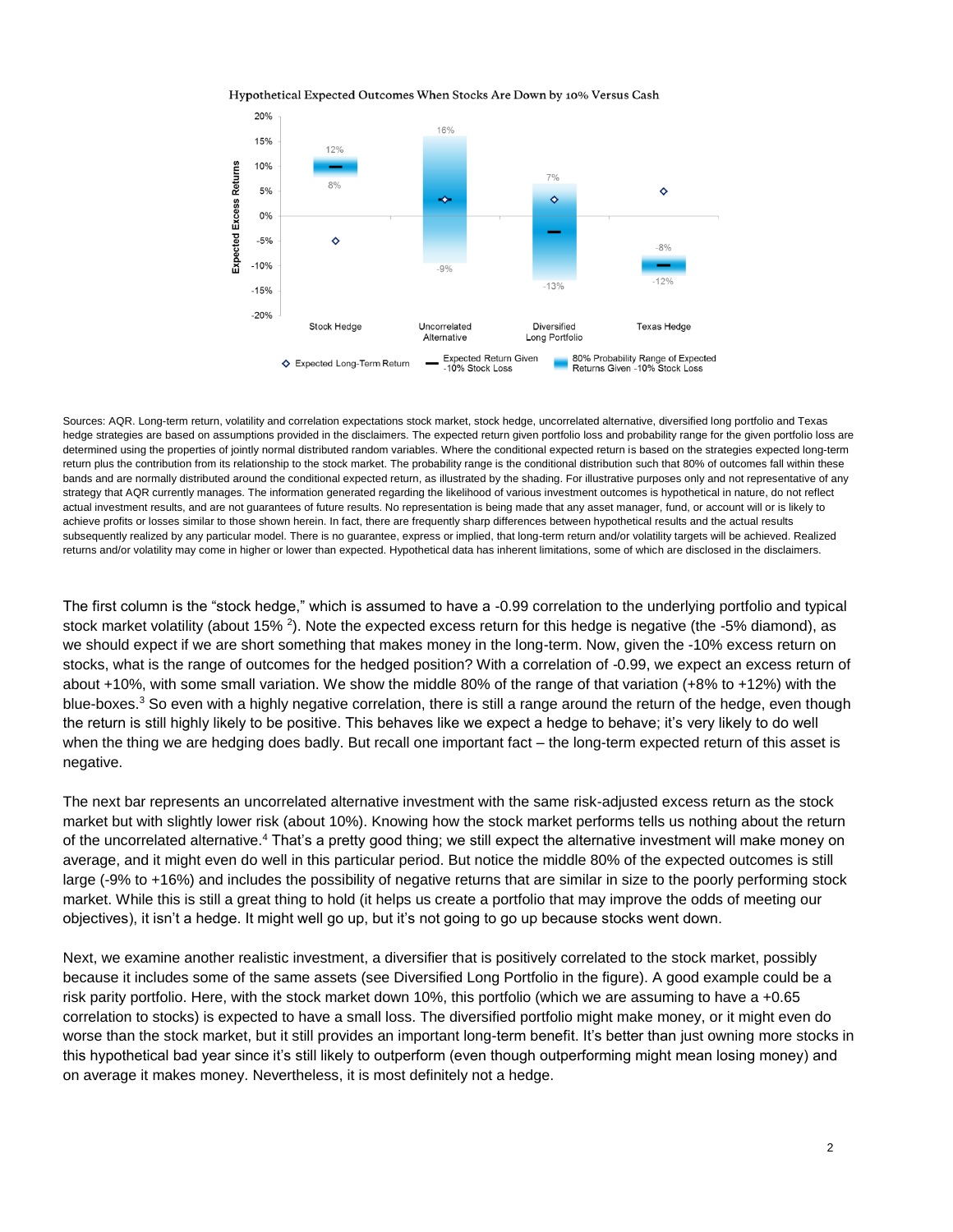Hypothetical Expected Outcomes When Stocks Are Down by 10% Versus Cash

Sources: AQR. Long-term return, volatility and correlation expectations stock market, stock hedge, uncorrelated alternative, diversified long portfolio and Texas hedge strategies are based on assumptions provided in the disclaimers. The expected return given portfolio loss and probability range for the given portfolio loss are determined using the properties of jointly normal distributed random variables. Where the conditional expected return is based on the strategies expected long-term return plus the contribution from its relationship to the stock market. The probability range is the conditional distribution such that 80% of outcomes fall within these bands and are normally distributed around the conditional expected return, as illustrated by the shading. For illustrative purposes only and not representative of any strategy that AQR currently manages. The information generated regarding the likelihood of various investment outcomes is hypothetical in nature, do not reflect actual investment results, and are not guarantees of future results. No representation is being made that any asset manager, fund, or account will or is likely to achieve profits or losses similar to those shown herein. In fact, there are frequently sharp differences between hypothetical results and the actual results subsequently realized by any particular model. There is no guarantee, express or implied, that long-term return and/or volatility targets will be achieved. Realized returns and/or volatility may come in higher or lower than expected. Hypothetical data has inherent limitations, some of which are disclosed in the disclaimers.

The first column is the "stock hedge," which is assumed to have a -0.99 correlation to the underlying portfolio and typical stock market volatility (about 15% [2]). Note the expected excess return for this hedge is negative (the -5% diamond), as we should expect if we are short something that makes money in the long-term. Now, given the -10% excess return on stocks, what is the range of outcomes for the hedged position? With a correlation of -0.99, we expect an excess return of about +10%, with some small variation. We show the middle 80% of the range of that variation (+8% to +12%) with the blue-boxes.[3] So even with a highly negative correlation, there is still a range around the return of the hedge, even though the return is still highly likely to be positive. This behaves like we expect a hedge to behave; it's very likely to do well when the thing we are hedging does badly. But recall one important fact – the long-term expected return of this asset is negative.

The next bar represents an uncorrelated alternative investment with the same risk-adjusted excess return as the stock market but with slightly lower risk (about 10%). Knowing how the stock market performs tells us nothing about the return of the uncorrelated alternative.[4] That's a pretty good thing; we still expect the alternative investment will make money on average, and it might even do well in this particular period. But notice the middle 80% of the expected outcomes is still large (-9% to +16%) and includes the possibility of negative returns that are similar in size to the poorly performing stock market. While this is still a great thing to hold (it helps us create a portfolio that may improve the odds of meeting our objectives), it isn't a hedge. It might well go up, but it's not going to go up because stocks went down.

Next, we examine another realistic investment, a diversifier that is positively correlated to the stock market, possibly because it includes some of the same assets (see Diversified Long Portfolio in the figure). A good example could be a risk parity portfolio. Here, with the stock market down 10%, this portfolio (which we are assuming to have a +0.65 correlation to stocks) is expected to have a small loss. The diversified portfolio might make money, or it might even do worse than the stock market, but it still provides an important long-term benefit. It's better than just owning more stocks in this hypothetical bad year since it's still likely to outperform (even though outperforming might mean losing money) and on average it makes money. Nevertheless, it is most definitely not a hedge.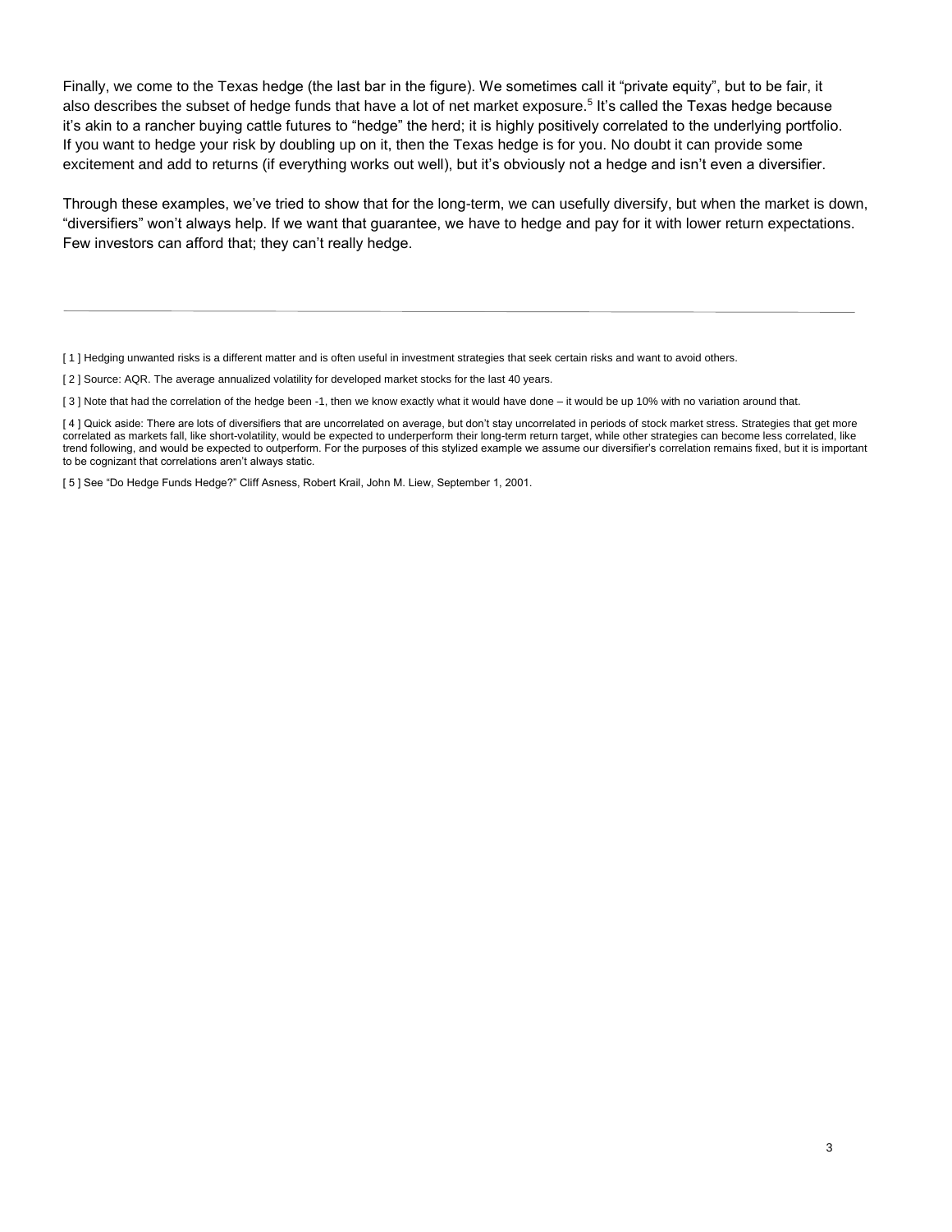Finally, we come to the Texas hedge (the last bar in the figure). We sometimes call it "private equity", but to be fair, it also describes the subset of hedge funds that have a lot of net market exposure.[5] It's called the Texas hedge because it's akin to a rancher buying cattle futures to "hedge" the herd; it is highly positively correlated to the underlying portfolio. If you want to hedge your risk by doubling up on it, then the Texas hedge is for you. No doubt it can provide some excitement and add to returns (if everything works out well), but it's obviously not a hedge and isn't even a diversifier.

Through these examples, we've tried to show that for the long-term, we can usefully diversify, but when the market is down, "diversifiers" won't always help. If we want that guarantee, we have to hedge and pay for it with lower return expectations. Few investors can afford that; they can't really hedge.

---

[ 1 ] Hedging unwanted risks is a different matter and is often useful in investment strategies that seek certain risks and want to avoid others.

[ 2 ] Source: AQR. The average annualized volatility for developed market stocks for the last 40 years.

[ 3 ] Note that had the correlation of the hedge been -1, then we know exactly what it would have done – it would be up 10% with no variation around that.

[ 4 ] Quick aside: There are lots of diversifiers that are uncorrelated on average, but don't stay uncorrelated in periods of stock market stress. Strategies that get more correlated as markets fall, like short-volatility, would be expected to underperform their long-term return target, while other strategies can become less correlated, like trend following, and would be expected to outperform. For the purposes of this stylized example we assume our diversifier's correlation remains fixed, but it is important to be cognizant that correlations aren't always static.

[ 5 ] See "Do Hedge Funds Hedge?" Cliff Asness, Robert Krail, John M. Liew, September 1, 2001.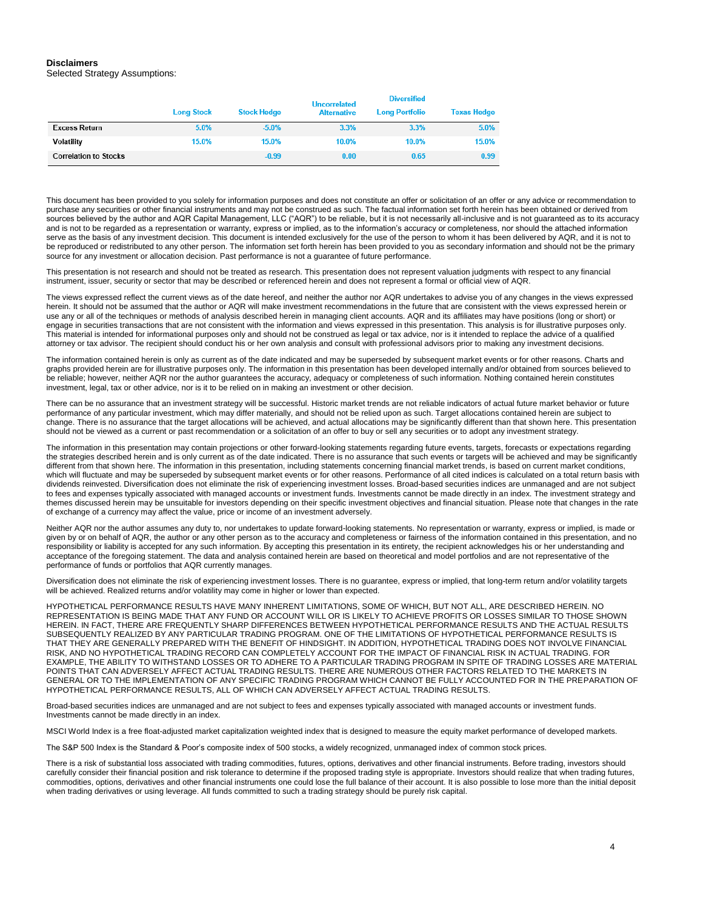**Disclaimers**

Selected Strategy Assumptions:

| | Long Stock | Stock Hedge | Uncorrelated Alternative | Diversified Long Portfolio | Texas Hedge |
|---|---|---|---|---|---|
| Excess Return | 5.0% | -5.0% | 3.3% | 3.3% | 5.0% |
| Volatility | 15.0% | 15.0% | 10.0% | 10.0% | 15.0% |
| Correlation to Stocks | | -0.99 | 0.00 | 0.65 | 0.99 |

This document has been provided to you solely for information purposes and does not constitute an offer or solicitation of an offer or any advice or recommendation to purchase any securities or other financial instruments and may not be construed as such. The factual information set forth herein has been obtained or derived from sources believed by the author and AQR Capital Management, LLC ("AQR") to be reliable, but it is not necessarily all-inclusive and is not guaranteed as to its accuracy and is not to be regarded as a representation or warranty, express or implied, as to the information's accuracy or completeness, nor should the attached information serve as the basis of any investment decision. This document is intended exclusively for the use of the person to whom it has been delivered by AQR, and it is not to be reproduced or redistributed to any other person. The information set forth herein has been provided to you as secondary information and should not be the primary source for any investment or allocation decision. Past performance is not a guarantee of future performance.

This presentation is not research and should not be treated as research. This presentation does not represent valuation judgments with respect to any financial instrument, issuer, security or sector that may be described or referenced herein and does not represent a formal or official view of AQR.

The views expressed reflect the current views as of the date hereof, and neither the author nor AQR undertakes to advise you of any changes in the views expressed herein. It should not be assumed that the author or AQR will make investment recommendations in the future that are consistent with the views expressed herein or use any or all of the techniques or methods of analysis described herein in managing client accounts. AQR and its affiliates may have positions (long or short) or engage in securities transactions that are not consistent with the information and views expressed in this presentation. This analysis is for illustrative purposes only. This material is intended for informational purposes only and should not be construed as legal or tax advice, nor is it intended to replace the advice of a qualified attorney or tax advisor. The recipient should conduct his or her own analysis and consult with professional advisors prior to making any investment decisions.

The information contained herein is only as current as of the date indicated and may be superseded by subsequent market events or for other reasons. Charts and graphs provided herein are for illustrative purposes only. The information in this presentation has been developed internally and/or obtained from sources believed to be reliable; however, neither AQR nor the author guarantees the accuracy, adequacy or completeness of such information. Nothing contained herein constitutes investment, legal, tax or other advice, nor is it to be relied on in making an investment or other decision.

There can be no assurance that an investment strategy will be successful. Historic market trends are not reliable indicators of actual future market behavior or future performance of any particular investment, which may differ materially, and should not be relied upon as such. Target allocations contained herein are subject to change. There is no assurance that the target allocations will be achieved, and actual allocations may be significantly different than that shown here. This presentation should not be viewed as a current or past recommendation or a solicitation of an offer to buy or sell any securities or to adopt any investment strategy.

The information in this presentation may contain projections or other forward-looking statements regarding future events, targets, forecasts or expectations regarding the strategies described herein and is only current as of the date indicated. There is no assurance that such events or targets will be achieved and may be significantly different from that shown here. The information in this presentation, including statements concerning financial market trends, is based on current market conditions, which will fluctuate and may be superseded by subsequent market events or for other reasons. Performance of all cited indices is calculated on a total return basis with dividends reinvested. Diversification does not eliminate the risk of experiencing investment losses. Broad-based securities indices are unmanaged and are not subject to fees and expenses typically associated with managed accounts or investment funds. Investments cannot be made directly in an index. The investment strategy and themes discussed herein may be unsuitable for investors depending on their specific investment objectives and financial situation. Please note that changes in the rate of exchange of a currency may affect the value, price or income of an investment adversely.

Neither AQR nor the author assumes any duty to, nor undertakes to update forward-looking statements. No representation or warranty, express or implied, is made or given by or on behalf of AQR, the author or any other person as to the accuracy and completeness or fairness of the information contained in this presentation, and no responsibility or liability is accepted for any such information. By accepting this presentation in its entirety, the recipient acknowledges his or her understanding and acceptance of the foregoing statement. The data and analysis contained herein are based on theoretical and model portfolios and are not representative of the performance of funds or portfolios that AQR currently manages.

Diversification does not eliminate the risk of experiencing investment losses. There is no guarantee, express or implied, that long-term return and/or volatility targets will be achieved. Realized returns and/or volatility may come in higher or lower than expected.

HYPOTHETICAL PERFORMANCE RESULTS HAVE MANY INHERENT LIMITATIONS, SOME OF WHICH, BUT NOT ALL, ARE DESCRIBED HEREIN. NO REPRESENTATION IS BEING MADE THAT ANY FUND OR ACCOUNT WILL OR IS LIKELY TO ACHIEVE PROFITS OR LOSSES SIMILAR TO THOSE SHOWN HEREIN. IN FACT, THERE ARE FREQUENTLY SHARP DIFFERENCES BETWEEN HYPOTHETICAL PERFORMANCE RESULTS AND THE ACTUAL RESULTS SUBSEQUENTLY REALIZED BY ANY PARTICULAR TRADING PROGRAM. ONE OF THE LIMITATIONS OF HYPOTHETICAL PERFORMANCE RESULTS IS THAT THEY ARE GENERALLY PREPARED WITH THE BENEFIT OF HINDSIGHT. IN ADDITION, HYPOTHETICAL TRADING DOES NOT INVOLVE FINANCIAL RISK, AND NO HYPOTHETICAL TRADING RECORD CAN COMPLETELY ACCOUNT FOR THE IMPACT OF FINANCIAL RISK IN ACTUAL TRADING. FOR EXAMPLE, THE ABILITY TO WITHSTAND LOSSES OR TO ADHERE TO A PARTICULAR TRADING PROGRAM IN SPITE OF TRADING LOSSES ARE MATERIAL POINTS THAT CAN ADVERSELY AFFECT ACTUAL TRADING RESULTS. THERE ARE NUMEROUS OTHER FACTORS RELATED TO THE MARKETS IN GENERAL OR TO THE IMPLEMENTATION OF ANY SPECIFIC TRADING PROGRAM WHICH CANNOT BE FULLY ACCOUNTED FOR IN THE PREPARATION OF HYPOTHETICAL PERFORMANCE RESULTS, ALL OF WHICH CAN ADVERSELY AFFECT ACTUAL TRADING RESULTS.

Broad-based securities indices are unmanaged and are not subject to fees and expenses typically associated with managed accounts or investment funds. Investments cannot be made directly in an index.

MSCI World Index is a free float-adjusted market capitalization weighted index that is designed to measure the equity market performance of developed markets.

The S&P 500 Index is the Standard & Poor's composite index of 500 stocks, a widely recognized, unmanaged index of common stock prices.

There is a risk of substantial loss associated with trading commodities, futures, options, derivatives and other financial instruments. Before trading, investors should carefully consider their financial position and risk tolerance to determine if the proposed trading style is appropriate. Investors should realize that when trading futures, commodities, options, derivatives and other financial instruments one could lose the full balance of their account. It is also possible to lose more than the initial deposit when trading derivatives or using leverage. All funds committed to such a trading strategy should be purely risk capital.